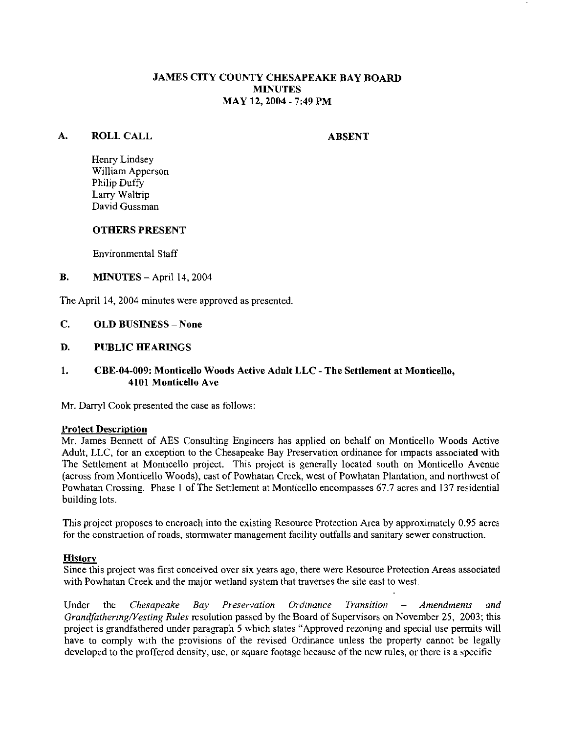# JAMES CITY COUNTY CHESAPEAKE BAY BOARD
## MINUTES
## MAY 12, 2004 - 7:49 PM

**A. ROLL CALL** **ABSENT**

Henry Lindsey
William Apperson
Philip Duffy
Larry Waltrip
David Gussman

**OTHERS PRESENT**

Environmental Staff

**B. MINUTES** – April 14, 2004

The April 14, 2004 minutes were approved as presented.

**C. OLD BUSINESS – None**

**D. PUBLIC HEARINGS**

**1. CBE-04-009: Monticello Woods Active Adult LLC - The Settlement at Monticello, 4101 Monticello Ave**

Mr. Darryl Cook presented the case as follows:

**Project Description**

Mr. James Bennett of AES Consulting Engineers has applied on behalf on Monticello Woods Active Adult, LLC, for an exception to the Chesapeake Bay Preservation ordinance for impacts associated with The Settlement at Monticello project. This project is generally located south on Monticello Avenue (across from Monticello Woods), east of Powhatan Creek, west of Powhatan Plantation, and northwest of Powhatan Crossing. Phase 1 of The Settlement at Monticello encompasses 67.7 acres and 137 residential building lots.

This project proposes to encroach into the existing Resource Protection Area by approximately 0.95 acres for the construction of roads, stormwater management facility outfalls and sanitary sewer construction.

**History**

Since this project was first conceived over six years ago, there were Resource Protection Areas associated with Powhatan Creek and the major wetland system that traverses the site east to west.

Under the *Chesapeake Bay Preservation Ordinance Transition – Amendments and Grandfathering/Vesting Rules* resolution passed by the Board of Supervisors on November 25, 2003; this project is grandfathered under paragraph 5 which states "Approved rezoning and special use permits will have to comply with the provisions of the revised Ordinance unless the property cannot be legally developed to the proffered density, use, or square footage because of the new rules, or there is a specific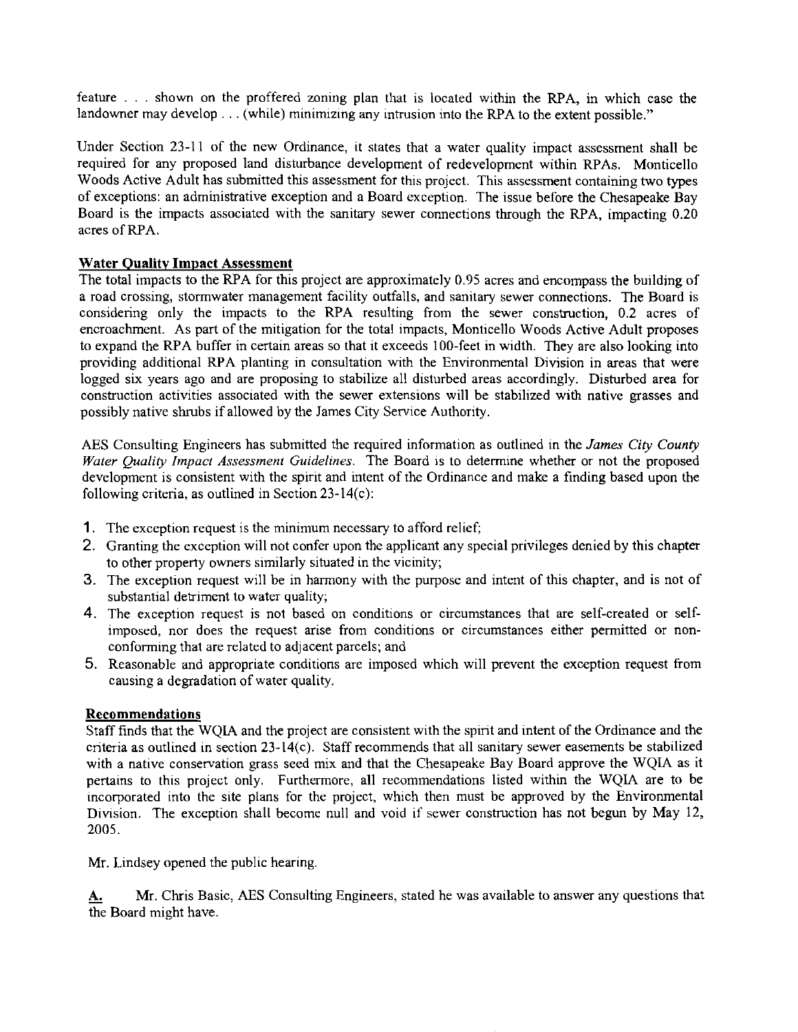feature . . . shown on the proffered zoning plan that is located within the RPA, in which case the landowner may develop . . . (while) minimizing any intrusion into the RPA to the extent possible."

Under Section 23-11 of the new Ordinance, it states that a water quality impact assessment shall be required for any proposed land disturbance development of redevelopment within RPAs. Monticello Woods Active Adult has submitted this assessment for this project. This assessment containing two types of exceptions: an administrative exception and a Board exception. The issue before the Chesapeake Bay Board is the impacts associated with the sanitary sewer connections through the RPA, impacting 0.20 acres of RPA.

**Water Quality Impact Assessment**

The total impacts to the RPA for this project are approximately 0.95 acres and encompass the building of a road crossing, stormwater management facility outfalls, and sanitary sewer connections. The Board is considering only the impacts to the RPA resulting from the sewer construction, 0.2 acres of encroachment. As part of the mitigation for the total impacts, Monticello Woods Active Adult proposes to expand the RPA buffer in certain areas so that it exceeds 100-feet in width. They are also looking into providing additional RPA planting in consultation with the Environmental Division in areas that were logged six years ago and are proposing to stabilize all disturbed areas accordingly. Disturbed area for construction activities associated with the sewer extensions will be stabilized with native grasses and possibly native shrubs if allowed by the James City Service Authority.

AES Consulting Engineers has submitted the required information as outlined in the *James City County Water Quality Impact Assessment Guidelines*. The Board is to determine whether or not the proposed development is consistent with the spirit and intent of the Ordinance and make a finding based upon the following criteria, as outlined in Section 23-14(c):

1. The exception request is the minimum necessary to afford relief;
2. Granting the exception will not confer upon the applicant any special privileges denied by this chapter to other property owners similarly situated in the vicinity;
3. The exception request will be in harmony with the purpose and intent of this chapter, and is not of substantial detriment to water quality;
4. The exception request is not based on conditions or circumstances that are self-created or self-imposed, nor does the request arise from conditions or circumstances either permitted or non-conforming that are related to adjacent parcels; and
5. Reasonable and appropriate conditions are imposed which will prevent the exception request from causing a degradation of water quality.

**Recommendations**

Staff finds that the WQIA and the project are consistent with the spirit and intent of the Ordinance and the criteria as outlined in section 23-14(c). Staff recommends that all sanitary sewer easements be stabilized with a native conservation grass seed mix and that the Chesapeake Bay Board approve the WQIA as it pertains to this project only. Furthermore, all recommendations listed within the WQIA are to be incorporated into the site plans for the project, which then must be approved by the Environmental Division. The exception shall become null and void if sewer construction has not begun by May 12, 2005.

Mr. Lindsey opened the public hearing.

**A.** Mr. Chris Basic, AES Consulting Engineers, stated he was available to answer any questions that the Board might have.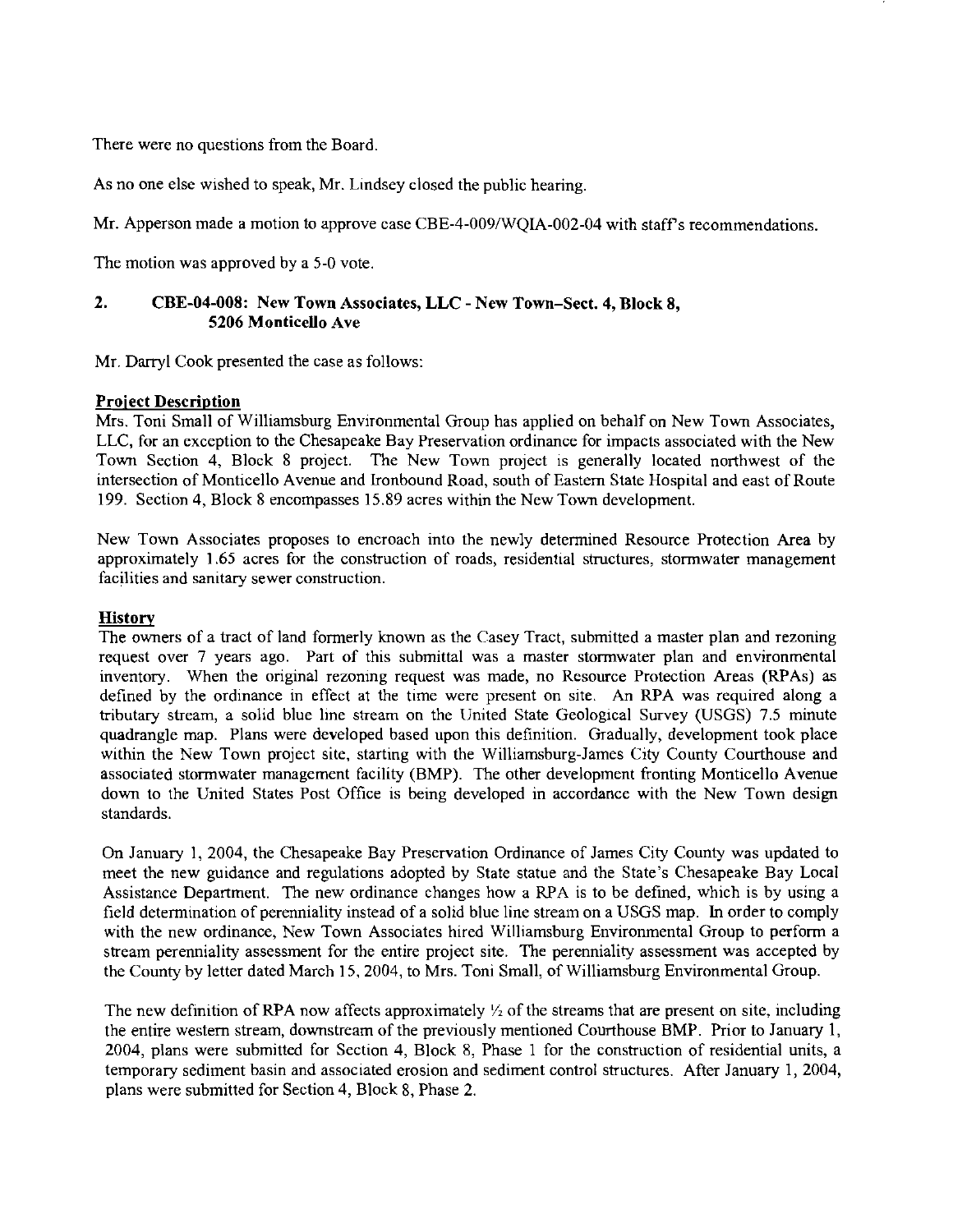There were no questions from the Board.

As no one else wished to speak, Mr. Lindsey closed the public hearing.

Mr. Apperson made a motion to approve case CBE-4-009/WQIA-002-04 with staff's recommendations.

The motion was approved by a 5-0 vote.

## 2. CBE-04-008: New Town Associates, LLC - New Town–Sect. 4, Block 8, 5206 Monticello Ave

Mr. Darryl Cook presented the case as follows:

### Project Description

Mrs. Toni Small of Williamsburg Environmental Group has applied on behalf on New Town Associates, LLC, for an exception to the Chesapeake Bay Preservation ordinance for impacts associated with the New Town Section 4, Block 8 project. The New Town project is generally located northwest of the intersection of Monticello Avenue and Ironbound Road, south of Eastern State Hospital and east of Route 199. Section 4, Block 8 encompasses 15.89 acres within the New Town development.

New Town Associates proposes to encroach into the newly determined Resource Protection Area by approximately 1.65 acres for the construction of roads, residential structures, stormwater management facilities and sanitary sewer construction.

### History

The owners of a tract of land formerly known as the Casey Tract, submitted a master plan and rezoning request over 7 years ago. Part of this submittal was a master stormwater plan and environmental inventory. When the original rezoning request was made, no Resource Protection Areas (RPAs) as defined by the ordinance in effect at the time were present on site. An RPA was required along a tributary stream, a solid blue line stream on the United State Geological Survey (USGS) 7.5 minute quadrangle map. Plans were developed based upon this definition. Gradually, development took place within the New Town project site, starting with the Williamsburg-James City County Courthouse and associated stormwater management facility (BMP). The other development fronting Monticello Avenue down to the United States Post Office is being developed in accordance with the New Town design standards.

On January 1, 2004, the Chesapeake Bay Preservation Ordinance of James City County was updated to meet the new guidance and regulations adopted by State statue and the State's Chesapeake Bay Local Assistance Department. The new ordinance changes how a RPA is to be defined, which is by using a field determination of perenniality instead of a solid blue line stream on a USGS map. In order to comply with the new ordinance, New Town Associates hired Williamsburg Environmental Group to perform a stream perenniality assessment for the entire project site. The perenniality assessment was accepted by the County by letter dated March 15, 2004, to Mrs. Toni Small, of Williamsburg Environmental Group.

The new definition of RPA now affects approximately ½ of the streams that are present on site, including the entire western stream, downstream of the previously mentioned Courthouse BMP. Prior to January 1, 2004, plans were submitted for Section 4, Block 8, Phase 1 for the construction of residential units, a temporary sediment basin and associated erosion and sediment control structures. After January 1, 2004, plans were submitted for Section 4, Block 8, Phase 2.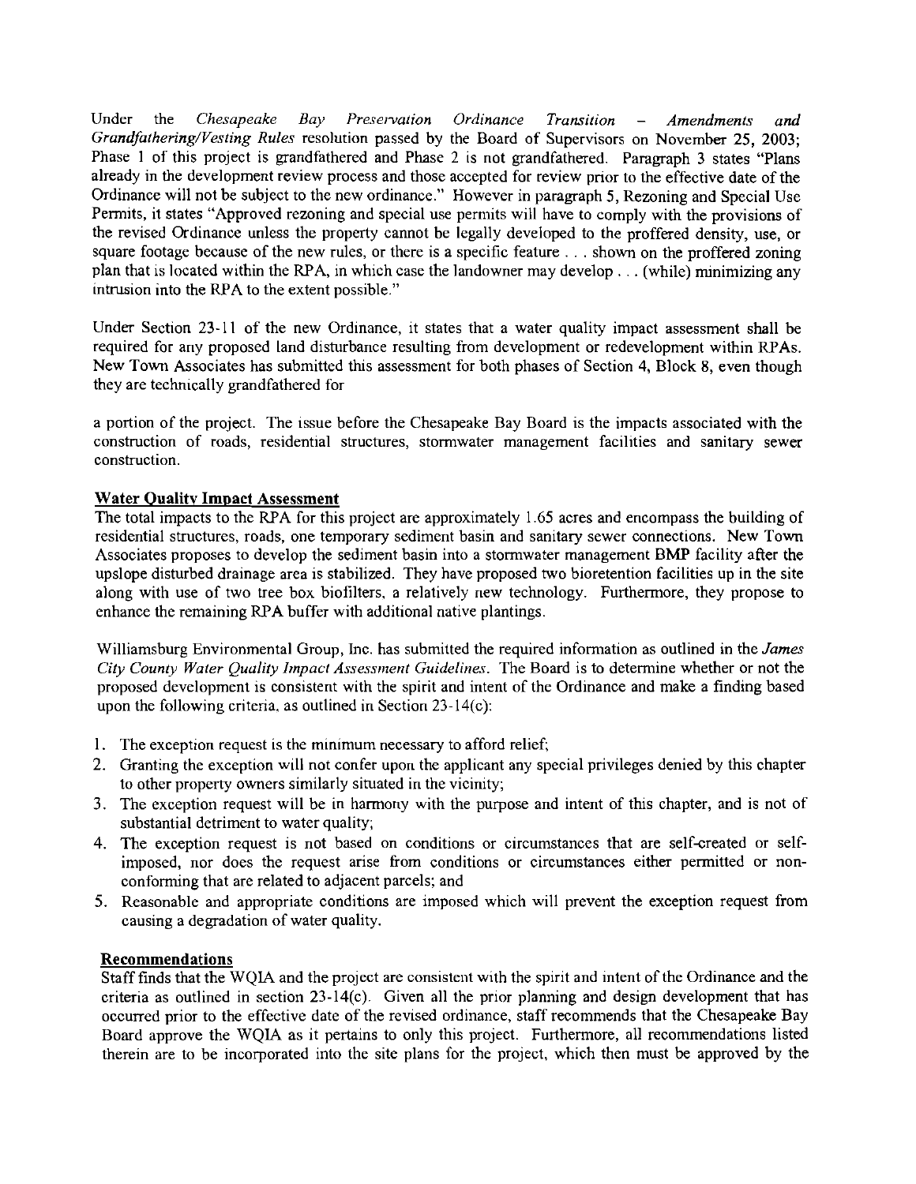Under the *Chesapeake Bay Preservation Ordinance Transition – Amendments and Grandfathering/Vesting Rules* resolution passed by the Board of Supervisors on November 25, 2003; Phase 1 of this project is grandfathered and Phase 2 is not grandfathered. Paragraph 3 states "Plans already in the development review process and those accepted for review prior to the effective date of the Ordinance will not be subject to the new ordinance." However in paragraph 5, Rezoning and Special Use Permits, it states "Approved rezoning and special use permits will have to comply with the provisions of the revised Ordinance unless the property cannot be legally developed to the proffered density, use, or square footage because of the new rules, or there is a specific feature . . . shown on the proffered zoning plan that is located within the RPA, in which case the landowner may develop . . . (while) minimizing any intrusion into the RPA to the extent possible."

Under Section 23-11 of the new Ordinance, it states that a water quality impact assessment shall be required for any proposed land disturbance resulting from development or redevelopment within RPAs. New Town Associates has submitted this assessment for both phases of Section 4, Block 8, even though they are technically grandfathered for

a portion of the project. The issue before the Chesapeake Bay Board is the impacts associated with the construction of roads, residential structures, stormwater management facilities and sanitary sewer construction.

**Water Quality Impact Assessment**

The total impacts to the RPA for this project are approximately 1.65 acres and encompass the building of residential structures, roads, one temporary sediment basin and sanitary sewer connections. New Town Associates proposes to develop the sediment basin into a stormwater management BMP facility after the upslope disturbed drainage area is stabilized. They have proposed two bioretention facilities up in the site along with use of two tree box biofilters, a relatively new technology. Furthermore, they propose to enhance the remaining RPA buffer with additional native plantings.

Williamsburg Environmental Group, Inc. has submitted the required information as outlined in the *James City County Water Quality Impact Assessment Guidelines*. The Board is to determine whether or not the proposed development is consistent with the spirit and intent of the Ordinance and make a finding based upon the following criteria, as outlined in Section 23-14(c):

1. The exception request is the minimum necessary to afford relief;
2. Granting the exception will not confer upon the applicant any special privileges denied by this chapter to other property owners similarly situated in the vicinity;
3. The exception request will be in harmony with the purpose and intent of this chapter, and is not of substantial detriment to water quality;
4. The exception request is not based on conditions or circumstances that are self-created or self-imposed, nor does the request arise from conditions or circumstances either permitted or non-conforming that are related to adjacent parcels; and
5. Reasonable and appropriate conditions are imposed which will prevent the exception request from causing a degradation of water quality.

**Recommendations**

Staff finds that the WQIA and the project are consistent with the spirit and intent of the Ordinance and the criteria as outlined in section 23-14(c). Given all the prior planning and design development that has occurred prior to the effective date of the revised ordinance, staff recommends that the Chesapeake Bay Board approve the WQIA as it pertains to only this project. Furthermore, all recommendations listed therein are to be incorporated into the site plans for the project, which then must be approved by the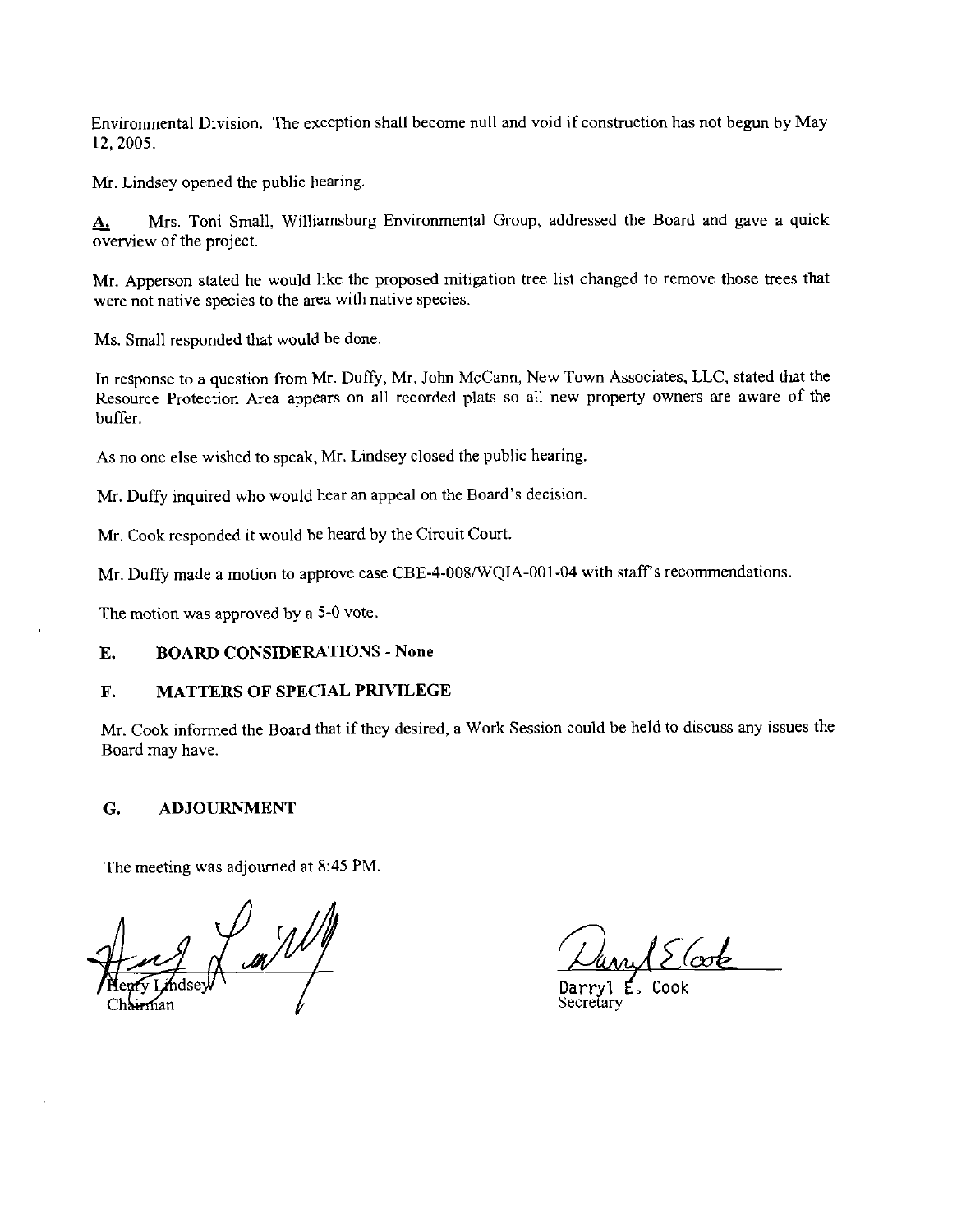Environmental Division. The exception shall become null and void if construction has not begun by May 12, 2005.

Mr. Lindsey opened the public hearing.

**A.** Mrs. Toni Small, Williamsburg Environmental Group, addressed the Board and gave a quick overview of the project.

Mr. Apperson stated he would like the proposed mitigation tree list changed to remove those trees that were not native species to the area with native species.

Ms. Small responded that would be done.

In response to a question from Mr. Duffy, Mr. John McCann, New Town Associates, LLC, stated that the Resource Protection Area appears on all recorded plats so all new property owners are aware of the buffer.

As no one else wished to speak, Mr. Lindsey closed the public hearing.

Mr. Duffy inquired who would hear an appeal on the Board's decision.

Mr. Cook responded it would be heard by the Circuit Court.

Mr. Duffy made a motion to approve case CBE-4-008/WQIA-001-04 with staff's recommendations.

The motion was approved by a 5-0 vote.

## E. BOARD CONSIDERATIONS - None

## F. MATTERS OF SPECIAL PRIVILEGE

Mr. Cook informed the Board that if they desired, a Work Session could be held to discuss any issues the Board may have.

## G. ADJOURNMENT

The meeting was adjourned at 8:45 PM.

Henry Lindsey
Chairman

Darryl E. Cook
Secretary